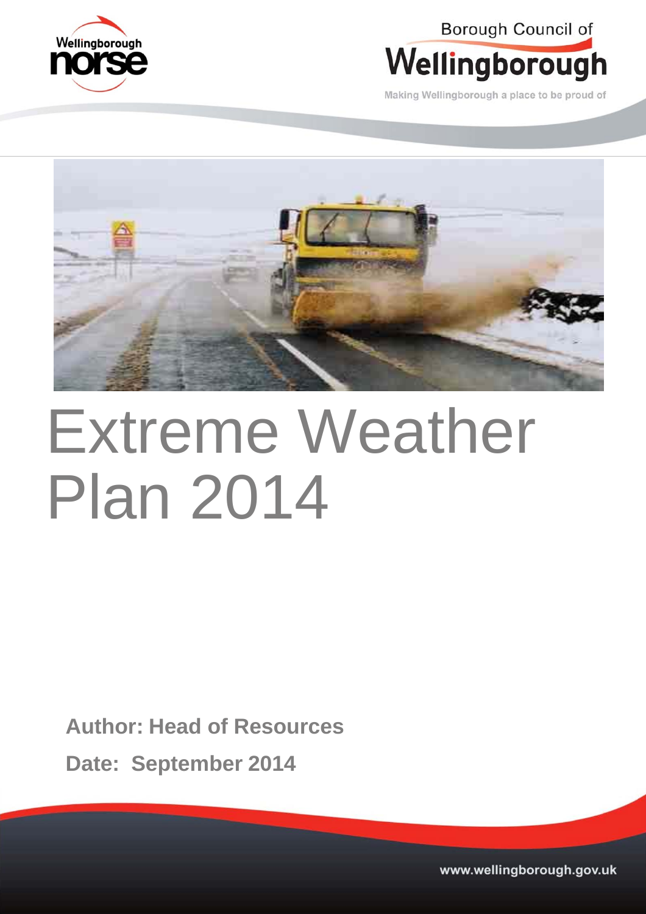Wellingborough norse

Borough Council of Wellingborough

Making Wellingborough a place to be proud of

# Extreme Weather Plan 2014

**Author: Head of Resources**

**Date: September 2014**

www.wellingborough.gov.uk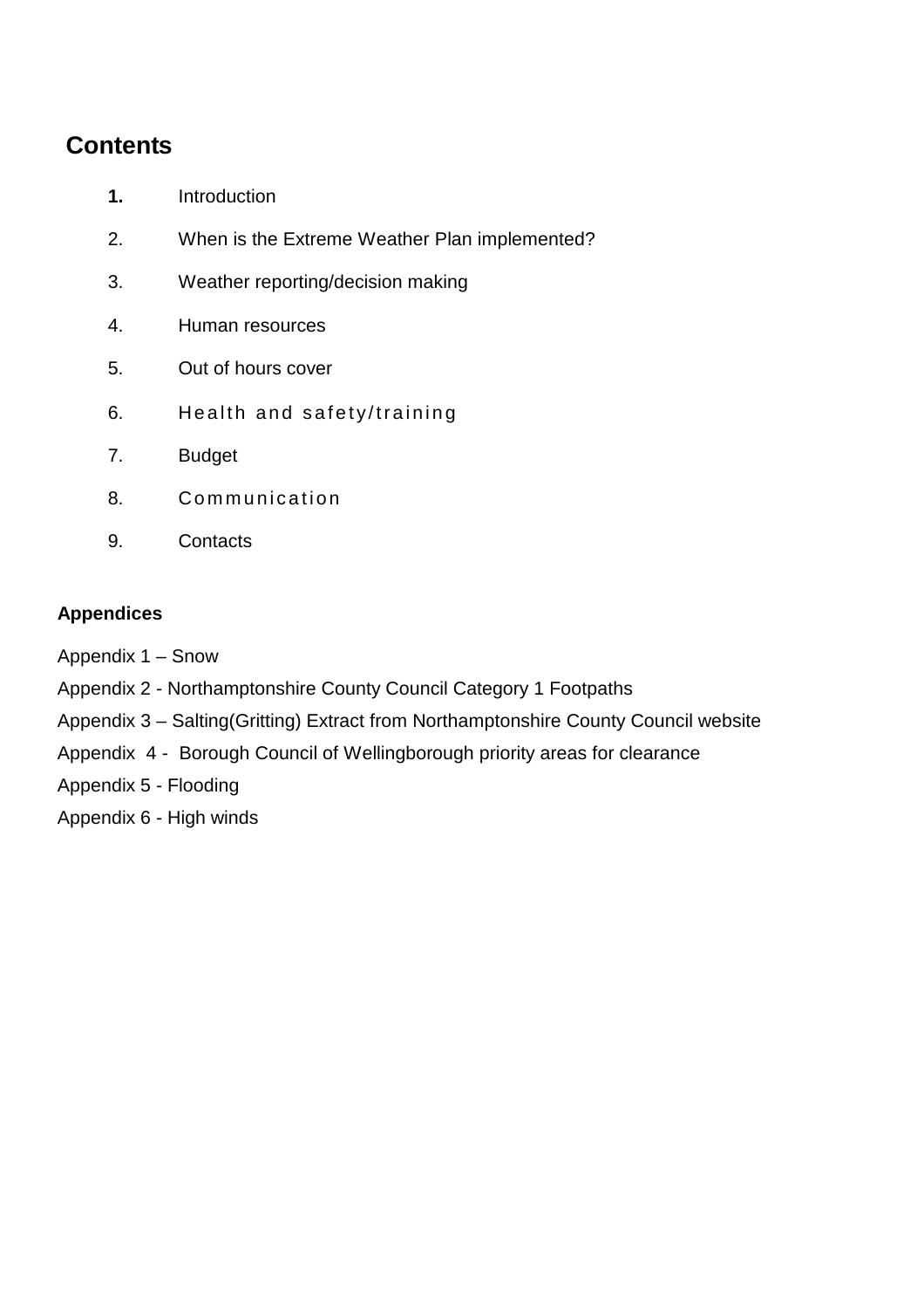# Contents

1. Introduction
2. When is the Extreme Weather Plan implemented?
3. Weather reporting/decision making
4. Human resources
5. Out of hours cover
6. Health and safety/training
7. Budget
8. Communication
9. Contacts

**Appendices**

Appendix 1 – Snow

Appendix 2 - Northamptonshire County Council Category 1 Footpaths

Appendix 3 – Salting(Gritting) Extract from Northamptonshire County Council website

Appendix 4 - Borough Council of Wellingborough priority areas for clearance

Appendix 5 - Flooding

Appendix 6 - High winds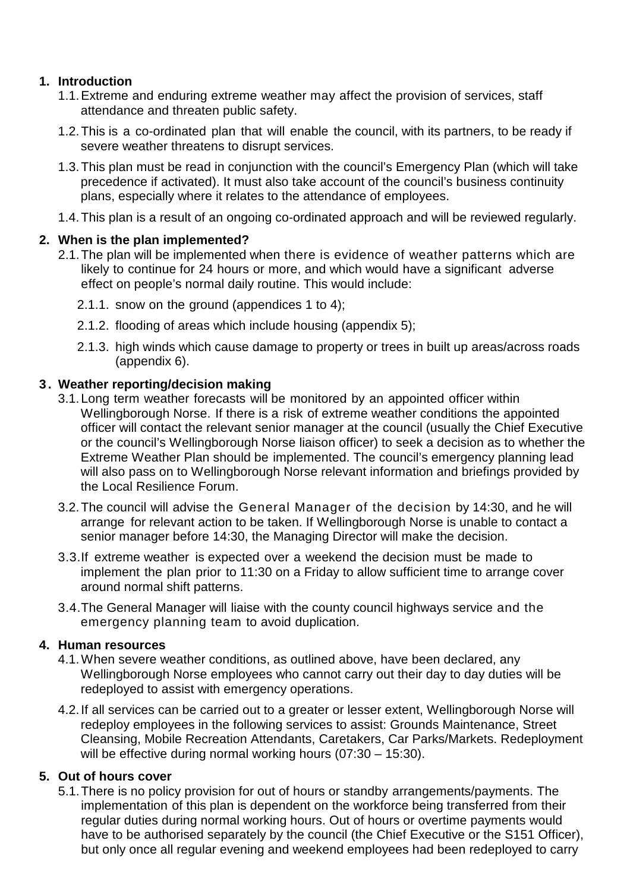## 1. Introduction

1.1. Extreme and enduring extreme weather may affect the provision of services, staff attendance and threaten public safety.

1.2. This is a co-ordinated plan that will enable the council, with its partners, to be ready if severe weather threatens to disrupt services.

1.3. This plan must be read in conjunction with the council's Emergency Plan (which will take precedence if activated). It must also take account of the council's business continuity plans, especially where it relates to the attendance of employees.

1.4. This plan is a result of an ongoing co-ordinated approach and will be reviewed regularly.

## 2. When is the plan implemented?

2.1. The plan will be implemented when there is evidence of weather patterns which are likely to continue for 24 hours or more, and which would have a significant adverse effect on people's normal daily routine. This would include:

2.1.1. snow on the ground (appendices 1 to 4);

2.1.2. flooding of areas which include housing (appendix 5);

2.1.3. high winds which cause damage to property or trees in built up areas/across roads (appendix 6).

## 3. Weather reporting/decision making

3.1. Long term weather forecasts will be monitored by an appointed officer within Wellingborough Norse. If there is a risk of extreme weather conditions the appointed officer will contact the relevant senior manager at the council (usually the Chief Executive or the council's Wellingborough Norse liaison officer) to seek a decision as to whether the Extreme Weather Plan should be implemented. The council's emergency planning lead will also pass on to Wellingborough Norse relevant information and briefings provided by the Local Resilience Forum.

3.2. The council will advise the General Manager of the decision by 14:30, and he will arrange for relevant action to be taken. If Wellingborough Norse is unable to contact a senior manager before 14:30, the Managing Director will make the decision.

3.3. If extreme weather is expected over a weekend the decision must be made to implement the plan prior to 11:30 on a Friday to allow sufficient time to arrange cover around normal shift patterns.

3.4. The General Manager will liaise with the county council highways service and the emergency planning team to avoid duplication.

## 4. Human resources

4.1. When severe weather conditions, as outlined above, have been declared, any Wellingborough Norse employees who cannot carry out their day to day duties will be redeployed to assist with emergency operations.

4.2. If all services can be carried out to a greater or lesser extent, Wellingborough Norse will redeploy employees in the following services to assist: Grounds Maintenance, Street Cleansing, Mobile Recreation Attendants, Caretakers, Car Parks/Markets. Redeployment will be effective during normal working hours (07:30 – 15:30).

## 5. Out of hours cover

5.1. There is no policy provision for out of hours or standby arrangements/payments. The implementation of this plan is dependent on the workforce being transferred from their regular duties during normal working hours. Out of hours or overtime payments would have to be authorised separately by the council (the Chief Executive or the S151 Officer), but only once all regular evening and weekend employees had been redeployed to carry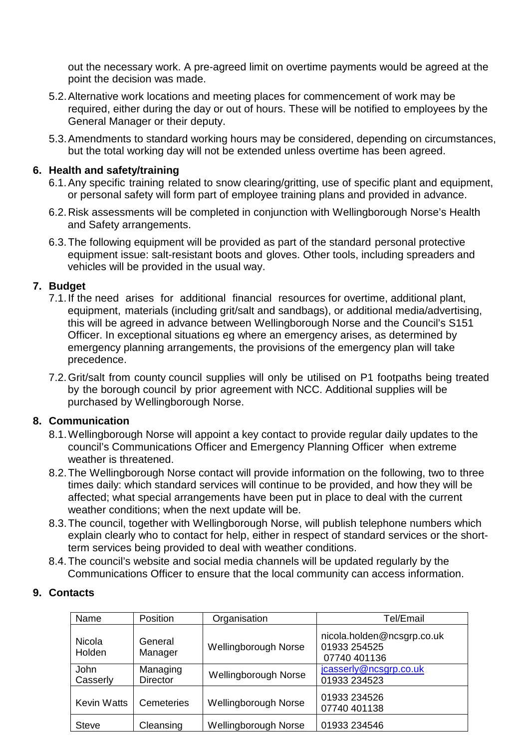out the necessary work. A pre-agreed limit on overtime payments would be agreed at the point the decision was made.

5.2. Alternative work locations and meeting places for commencement of work may be required, either during the day or out of hours. These will be notified to employees by the General Manager or their deputy.

5.3. Amendments to standard working hours may be considered, depending on circumstances, but the total working day will not be extended unless overtime has been agreed.

## 6. Health and safety/training

6.1. Any specific training related to snow clearing/gritting, use of specific plant and equipment, or personal safety will form part of employee training plans and provided in advance.

6.2. Risk assessments will be completed in conjunction with Wellingborough Norse's Health and Safety arrangements.

6.3. The following equipment will be provided as part of the standard personal protective equipment issue: salt-resistant boots and gloves. Other tools, including spreaders and vehicles will be provided in the usual way.

## 7. Budget

7.1. If the need arises for additional financial resources for overtime, additional plant, equipment, materials (including grit/salt and sandbags), or additional media/advertising, this will be agreed in advance between Wellingborough Norse and the Council's S151 Officer. In exceptional situations eg where an emergency arises, as determined by emergency planning arrangements, the provisions of the emergency plan will take precedence.

7.2. Grit/salt from county council supplies will only be utilised on P1 footpaths being treated by the borough council by prior agreement with NCC. Additional supplies will be purchased by Wellingborough Norse.

## 8. Communication

8.1. Wellingborough Norse will appoint a key contact to provide regular daily updates to the council's Communications Officer and Emergency Planning Officer when extreme weather is threatened.

8.2. The Wellingborough Norse contact will provide information on the following, two to three times daily: which standard services will continue to be provided, and how they will be affected; what special arrangements have been put in place to deal with the current weather conditions; when the next update will be.

8.3. The council, together with Wellingborough Norse, will publish telephone numbers which explain clearly who to contact for help, either in respect of standard services or the short-term services being provided to deal with weather conditions.

8.4. The council's website and social media channels will be updated regularly by the Communications Officer to ensure that the local community can access information.

## 9. Contacts

| Name | Position | Organisation | Tel/Email |
|---|---|---|---|
| Nicola Holden | General Manager | Wellingborough Norse | nicola.holden@ncsgrp.co.uk<br>01933 254525<br>07740 401136 |
| John Casserly | Managing Director | Wellingborough Norse | jcasserly@ncsgrp.co.uk<br>01933 234523 |
| Kevin Watts | Cemeteries | Wellingborough Norse | 01933 234526<br>07740 401138 |
| Steve | Cleansing | Wellingborough Norse | 01933 234546 |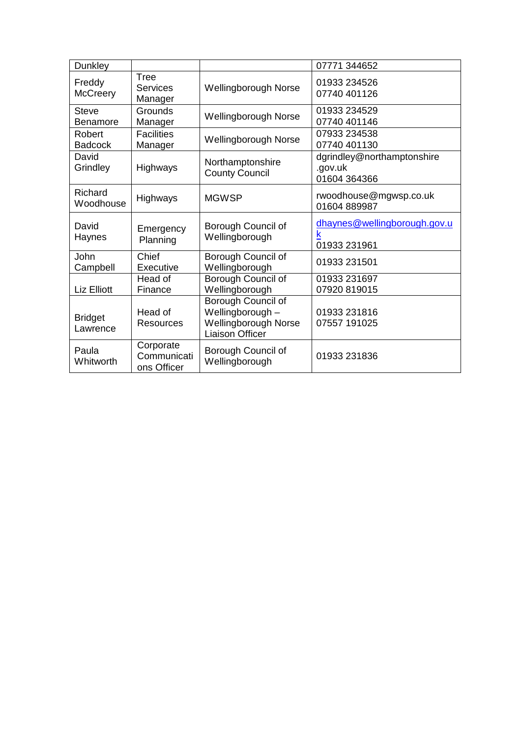| Dunkley | | | 07771 344652 |
|---|---|---|---|
| Freddy McCreery | Tree Services Manager | Wellingborough Norse | 01933 234526<br>07740 401126 |
| Steve Benamore | Grounds Manager | Wellingborough Norse | 01933 234529<br>07740 401146 |
| Robert Badcock | Facilities Manager | Wellingborough Norse | 07933 234538<br>07740 401130 |
| David Grindley | Highways | Northamptonshire County Council | dgrindley@northamptonshire.gov.uk<br>01604 364366 |
| Richard Woodhouse | Highways | MGWSP | rwoodhouse@mgwsp.co.uk<br>01604 889987 |
| David Haynes | Emergency Planning | Borough Council of Wellingborough | dhaynes@wellingborough.gov.uk<br>01933 231961 |
| John Campbell | Chief Executive | Borough Council of Wellingborough | 01933 231501 |
| Liz Elliott | Head of Finance | Borough Council of Wellingborough | 01933 231697<br>07920 819015 |
| Bridget Lawrence | Head of Resources | Borough Council of Wellingborough – Wellingborough Norse Liaison Officer | 01933 231816<br>07557 191025 |
| Paula Whitworth | Corporate Communications Officer | Borough Council of Wellingborough | 01933 231836 |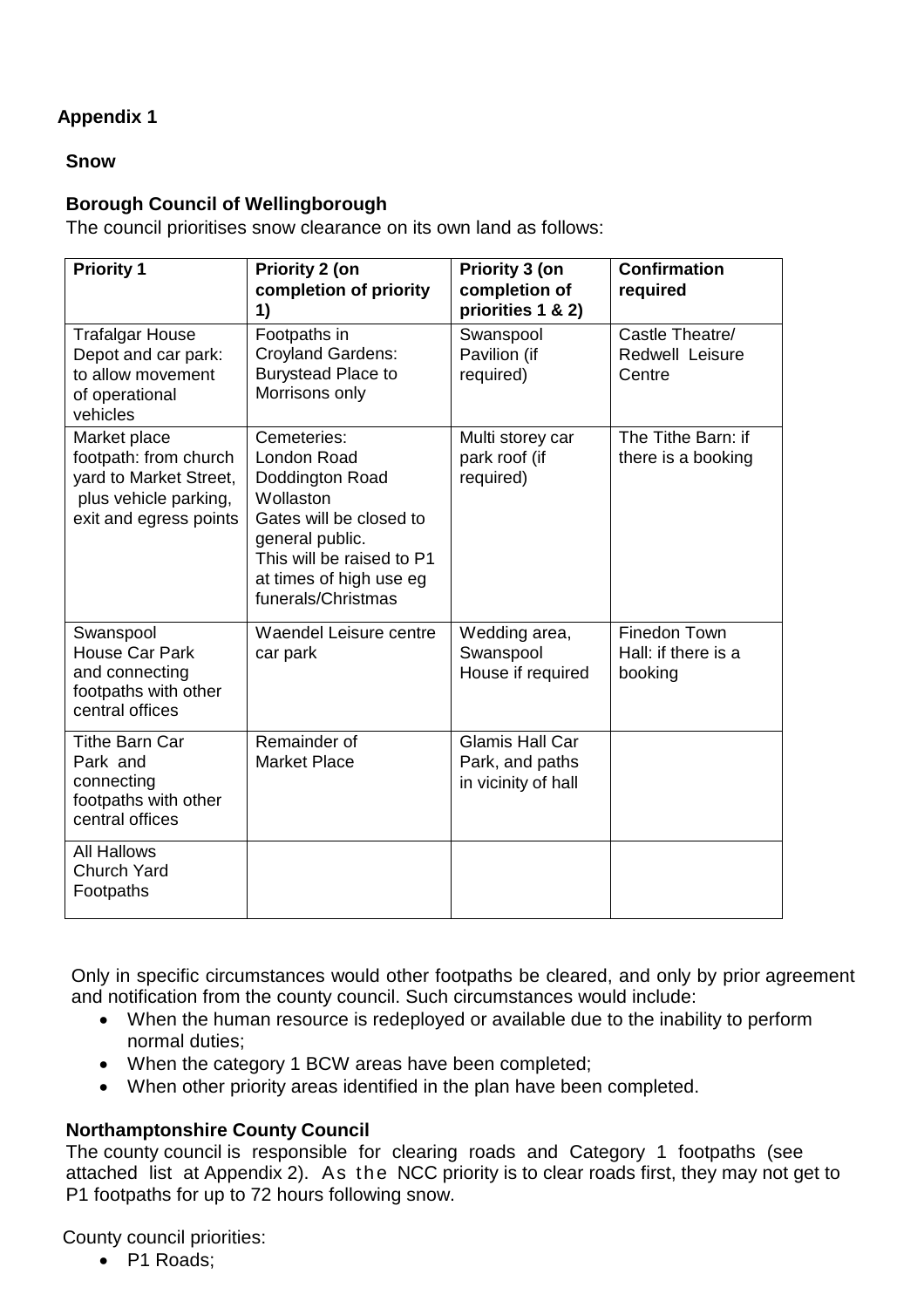## Appendix 1

### Snow

### Borough Council of Wellingborough

The council prioritises snow clearance on its own land as follows:

| Priority 1 | Priority 2 (on completion of priority 1) | Priority 3 (on completion of priorities 1 & 2) | Confirmation required |
|---|---|---|---|
| Trafalgar House Depot and car park: to allow movement of operational vehicles | Footpaths in Croyland Gardens: Burystead Place to Morrisons only | Swanspool Pavilion (if required) | Castle Theatre/ Redwell Leisure Centre |
| Market place footpath: from church yard to Market Street, plus vehicle parking, exit and egress points | Cemeteries: London Road Doddington Road Wollaston Gates will be closed to general public. This will be raised to P1 at times of high use eg funerals/Christmas | Multi storey car park roof (if required) | The Tithe Barn: if there is a booking |
| Swanspool House Car Park and connecting footpaths with other central offices | Waendel Leisure centre car park | Wedding area, Swanspool House if required | Finedon Town Hall: if there is a booking |
| Tithe Barn Car Park and connecting footpaths with other central offices | Remainder of Market Place | Glamis Hall Car Park, and paths in vicinity of hall | |
| All Hallows Church Yard Footpaths | | | |

Only in specific circumstances would other footpaths be cleared, and only by prior agreement and notification from the county council. Such circumstances would include:

- When the human resource is redeployed or available due to the inability to perform normal duties;
- When the category 1 BCW areas have been completed;
- When other priority areas identified in the plan have been completed.

### Northamptonshire County Council

The county council is responsible for clearing roads and Category 1 footpaths (see attached list at Appendix 2). As the NCC priority is to clear roads first, they may not get to P1 footpaths for up to 72 hours following snow.

County council priorities:

- P1 Roads;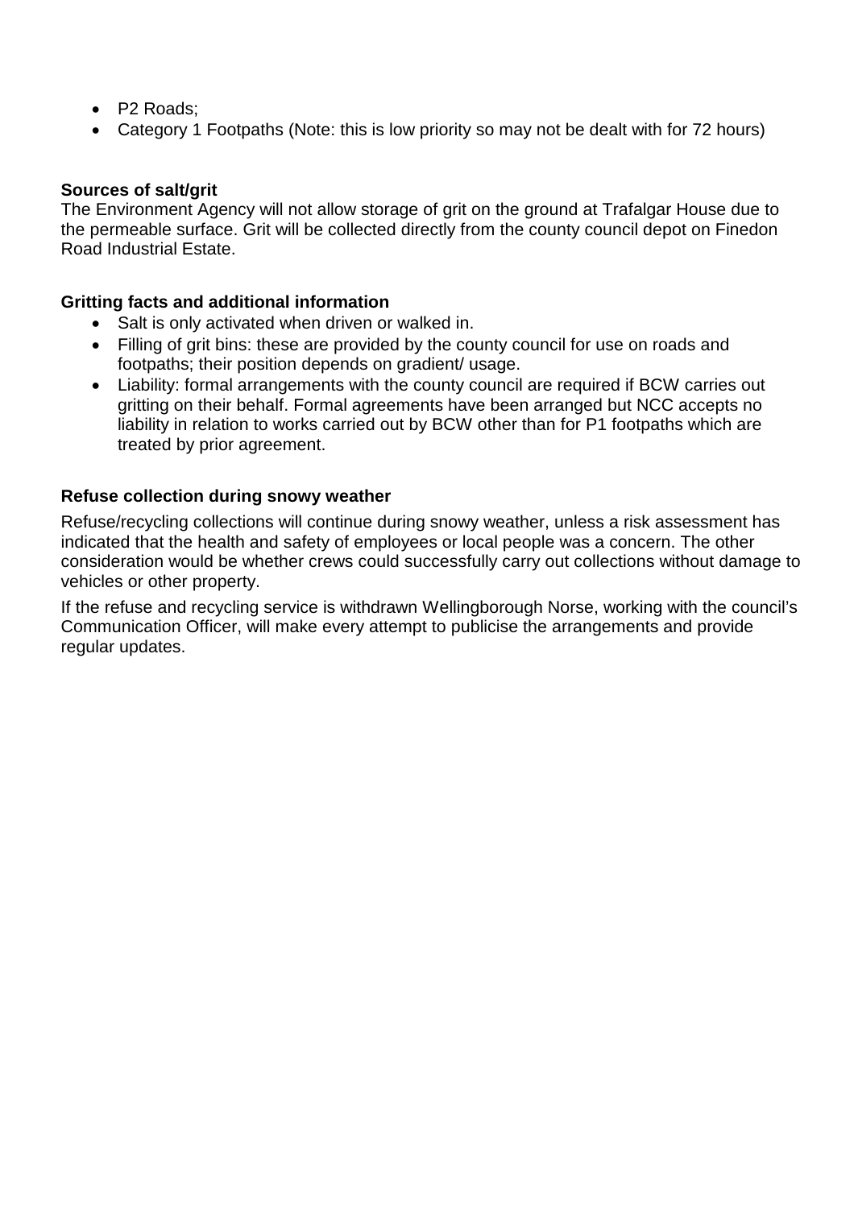- P2 Roads;
- Category 1 Footpaths (Note: this is low priority so may not be dealt with for 72 hours)

**Sources of salt/grit**

The Environment Agency will not allow storage of grit on the ground at Trafalgar House due to the permeable surface. Grit will be collected directly from the county council depot on Finedon Road Industrial Estate.

**Gritting facts and additional information**

- Salt is only activated when driven or walked in.
- Filling of grit bins: these are provided by the county council for use on roads and footpaths; their position depends on gradient/ usage.
- Liability: formal arrangements with the county council are required if BCW carries out gritting on their behalf. Formal agreements have been arranged but NCC accepts no liability in relation to works carried out by BCW other than for P1 footpaths which are treated by prior agreement.

**Refuse collection during snowy weather**

Refuse/recycling collections will continue during snowy weather, unless a risk assessment has indicated that the health and safety of employees or local people was a concern. The other consideration would be whether crews could successfully carry out collections without damage to vehicles or other property.

If the refuse and recycling service is withdrawn Wellingborough Norse, working with the council's Communication Officer, will make every attempt to publicise the arrangements and provide regular updates.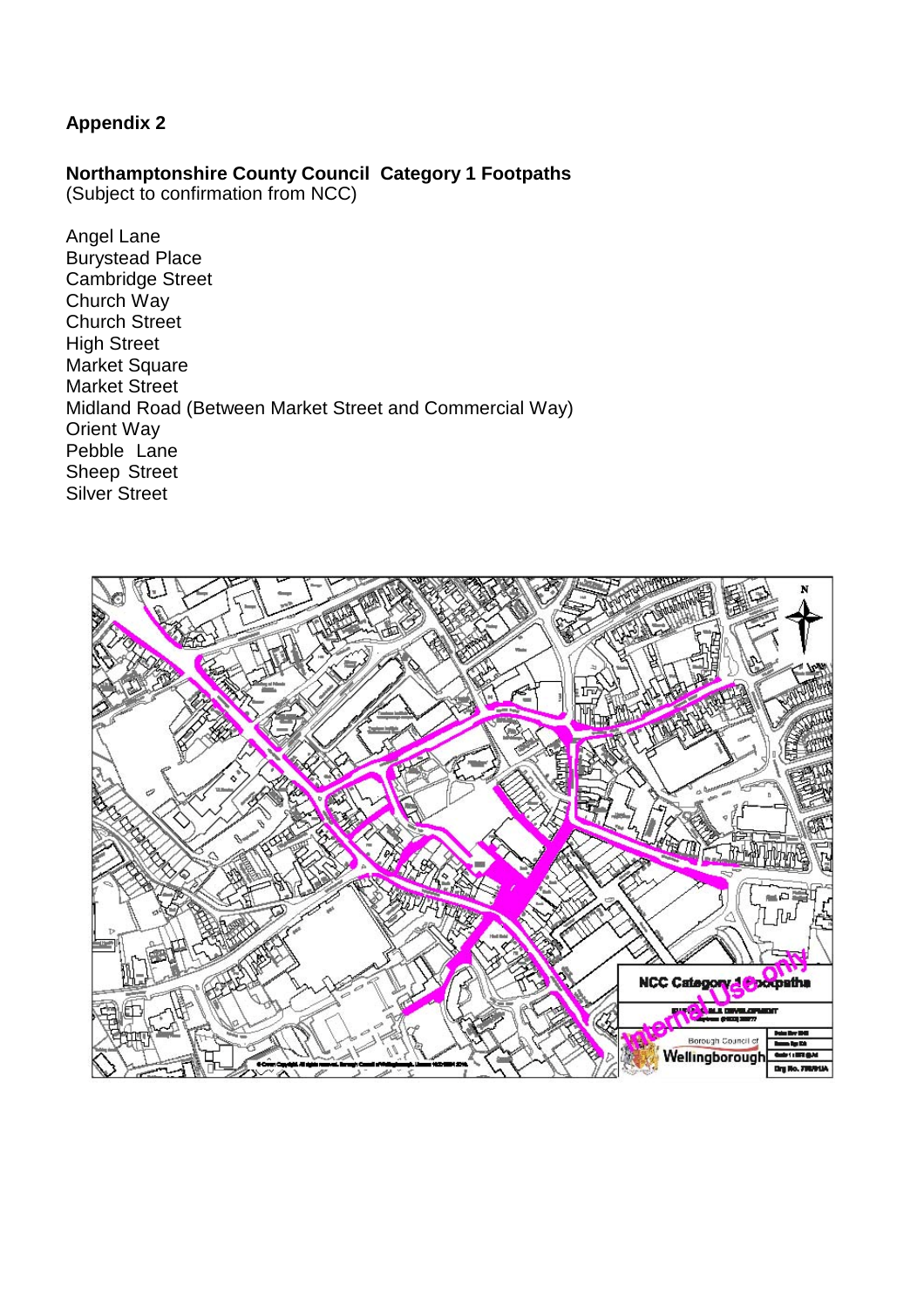**Appendix 2**

**Northamptonshire County Council Category 1 Footpaths**
(Subject to confirmation from NCC)

Angel Lane
Burystead Place
Cambridge Street
Church Way
Church Street
High Street
Market Square
Market Street
Midland Road (Between Market Street and Commercial Way)
Orient Way
Pebble Lane
Sheep Street
Silver Street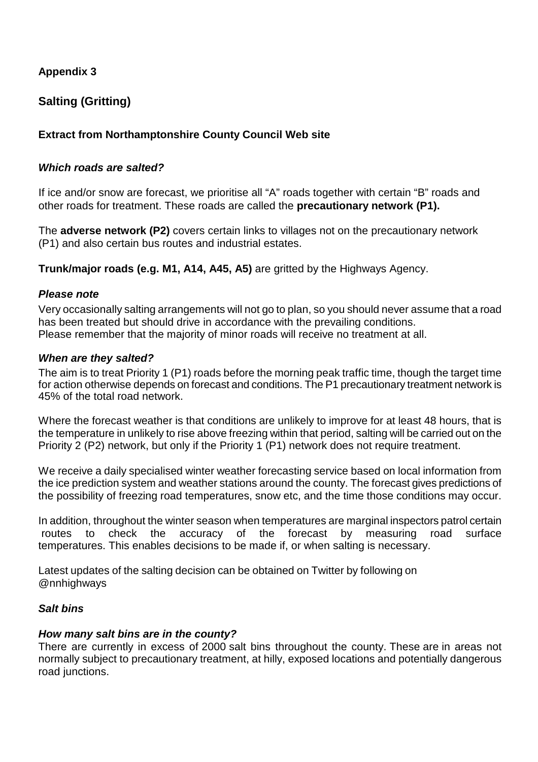**Appendix 3**

## Salting (Gritting)

### Extract from Northamptonshire County Council Web site

***Which roads are salted?***

If ice and/or snow are forecast, we prioritise all "A" roads together with certain "B" roads and other roads for treatment. These roads are called the **precautionary network (P1).**

The **adverse network (P2)** covers certain links to villages not on the precautionary network (P1) and also certain bus routes and industrial estates.

**Trunk/major roads (e.g. M1, A14, A45, A5)** are gritted by the Highways Agency.

***Please note***

Very occasionally salting arrangements will not go to plan, so you should never assume that a road has been treated but should drive in accordance with the prevailing conditions.
Please remember that the majority of minor roads will receive no treatment at all.

***When are they salted?***

The aim is to treat Priority 1 (P1) roads before the morning peak traffic time, though the target time for action otherwise depends on forecast and conditions. The P1 precautionary treatment network is 45% of the total road network.

Where the forecast weather is that conditions are unlikely to improve for at least 48 hours, that is the temperature in unlikely to rise above freezing within that period, salting will be carried out on the Priority 2 (P2) network, but only if the Priority 1 (P1) network does not require treatment.

We receive a daily specialised winter weather forecasting service based on local information from the ice prediction system and weather stations around the county. The forecast gives predictions of the possibility of freezing road temperatures, snow etc, and the time those conditions may occur.

In addition, throughout the winter season when temperatures are marginal inspectors patrol certain routes to check the accuracy of the forecast by measuring road surface temperatures. This enables decisions to be made if, or when salting is necessary.

Latest updates of the salting decision can be obtained on Twitter by following on @nnhighways

***Salt bins***

***How many salt bins are in the county?***

There are currently in excess of 2000 salt bins throughout the county. These are in areas not normally subject to precautionary treatment, at hilly, exposed locations and potentially dangerous road junctions.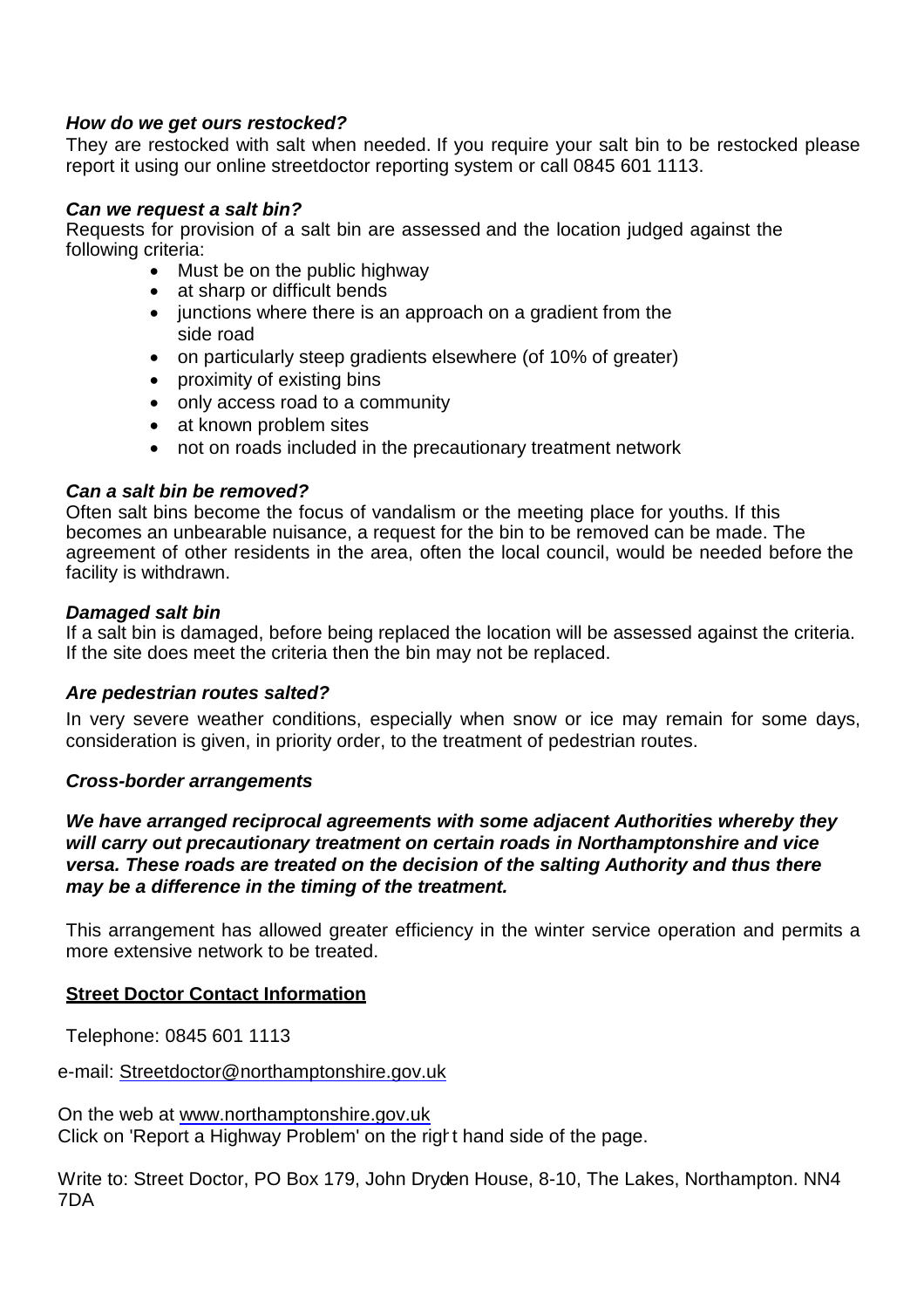***How do we get ours restocked?***

They are restocked with salt when needed. If you require your salt bin to be restocked please report it using our online streetdoctor reporting system or call 0845 601 1113.

***Can we request a salt bin?***

Requests for provision of a salt bin are assessed and the location judged against the following criteria:

- Must be on the public highway
- at sharp or difficult bends
- junctions where there is an approach on a gradient from the side road
- on particularly steep gradients elsewhere (of 10% of greater)
- proximity of existing bins
- only access road to a community
- at known problem sites
- not on roads included in the precautionary treatment network

***Can a salt bin be removed?***

Often salt bins become the focus of vandalism or the meeting place for youths. If this becomes an unbearable nuisance, a request for the bin to be removed can be made. The agreement of other residents in the area, often the local council, would be needed before the facility is withdrawn.

***Damaged salt bin***

If a salt bin is damaged, before being replaced the location will be assessed against the criteria. If the site does meet the criteria then the bin may not be replaced.

***Are pedestrian routes salted?***

In very severe weather conditions, especially when snow or ice may remain for some days, consideration is given, in priority order, to the treatment of pedestrian routes.

***Cross-border arrangements***

***We have arranged reciprocal agreements with some adjacent Authorities whereby they will carry out precautionary treatment on certain roads in Northamptonshire and vice versa. These roads are treated on the decision of the salting Authority and thus there may be a difference in the timing of the treatment.***

This arrangement has allowed greater efficiency in the winter service operation and permits a more extensive network to be treated.

**Street Doctor Contact Information**

Telephone: 0845 601 1113

e-mail: Streetdoctor@northamptonshire.gov.uk

On the web at www.northamptonshire.gov.uk
Click on 'Report a Highway Problem' on the right hand side of the page.

Write to: Street Doctor, PO Box 179, John Dryden House, 8-10, The Lakes, Northampton. NN4 7DA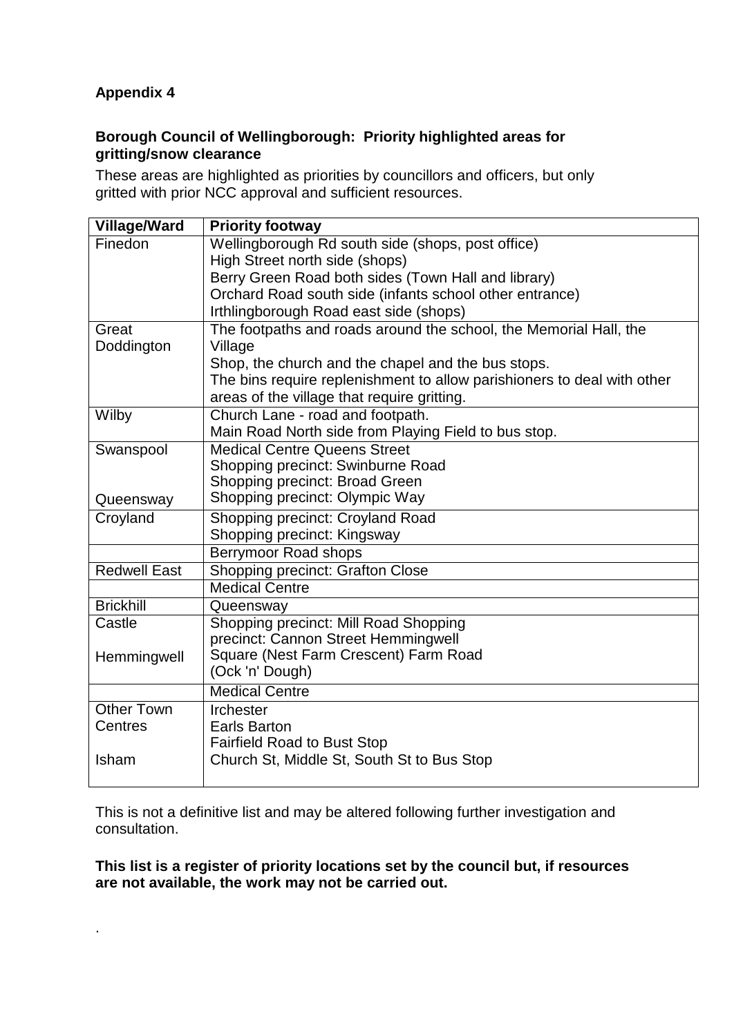**Appendix 4**

**Borough Council of Wellingborough: Priority highlighted areas for gritting/snow clearance**

These areas are highlighted as priorities by councillors and officers, but only gritted with prior NCC approval and sufficient resources.

| Village/Ward | Priority footway |
|---|---|
| Finedon | Wellingborough Rd south side (shops, post office)<br>High Street north side (shops)<br>Berry Green Road both sides (Town Hall and library)<br>Orchard Road south side (infants school other entrance)<br>Irthlingborough Road east side (shops) |
| Great Doddington | The footpaths and roads around the school, the Memorial Hall, the Village<br>Shop, the church and the chapel and the bus stops.<br>The bins require replenishment to allow parishioners to deal with other areas of the village that require gritting. |
| Wilby | Church Lane - road and footpath.<br>Main Road North side from Playing Field to bus stop. |
| Swanspool<br><br>Queensway | Medical Centre Queens Street<br>Shopping precinct: Swinburne Road<br>Shopping precinct: Broad Green<br>Shopping precinct: Olympic Way |
| Croyland | Shopping precinct: Croyland Road<br>Shopping precinct: Kingsway |
| | Berrymoor Road shops |
| Redwell East | Shopping precinct: Grafton Close |
| | Medical Centre |
| Brickhill | Queensway |
| Castle<br><br>Hemmingwell | Shopping precinct: Mill Road Shopping precinct: Cannon Street Hemmingwell Square (Nest Farm Crescent) Farm Road (Ock 'n' Dough) |
| | Medical Centre |
| Other Town Centres<br><br>Isham | Irchester<br>Earls Barton<br>Fairfield Road to Bust Stop<br>Church St, Middle St, South St to Bus Stop |

This is not a definitive list and may be altered following further investigation and consultation.

**This list is a register of priority locations set by the council but, if resources are not available, the work may not be carried out.**

.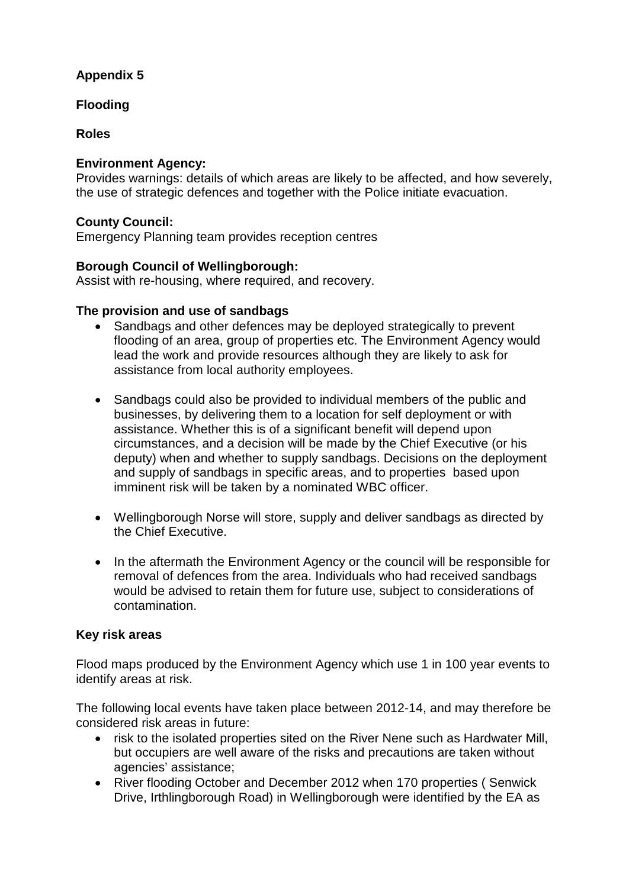**Appendix 5**

**Flooding**

**Roles**

**Environment Agency:**
Provides warnings: details of which areas are likely to be affected, and how severely, the use of strategic defences and together with the Police initiate evacuation.

**County Council:**
Emergency Planning team provides reception centres

**Borough Council of Wellingborough:**
Assist with re-housing, where required, and recovery.

**The provision and use of sandbags**

- Sandbags and other defences may be deployed strategically to prevent flooding of an area, group of properties etc. The Environment Agency would lead the work and provide resources although they are likely to ask for assistance from local authority employees.

- Sandbags could also be provided to individual members of the public and businesses, by delivering them to a location for self deployment or with assistance. Whether this is of a significant benefit will depend upon circumstances, and a decision will be made by the Chief Executive (or his deputy) when and whether to supply sandbags. Decisions on the deployment and supply of sandbags in specific areas, and to properties based upon imminent risk will be taken by a nominated WBC officer.

- Wellingborough Norse will store, supply and deliver sandbags as directed by the Chief Executive.

- In the aftermath the Environment Agency or the council will be responsible for removal of defences from the area. Individuals who had received sandbags would be advised to retain them for future use, subject to considerations of contamination.

**Key risk areas**

Flood maps produced by the Environment Agency which use 1 in 100 year events to identify areas at risk.

The following local events have taken place between 2012-14, and may therefore be considered risk areas in future:

- risk to the isolated properties sited on the River Nene such as Hardwater Mill, but occupiers are well aware of the risks and precautions are taken without agencies' assistance;
- River flooding October and December 2012 when 170 properties ( Senwick Drive, Irthlingborough Road) in Wellingborough were identified by the EA as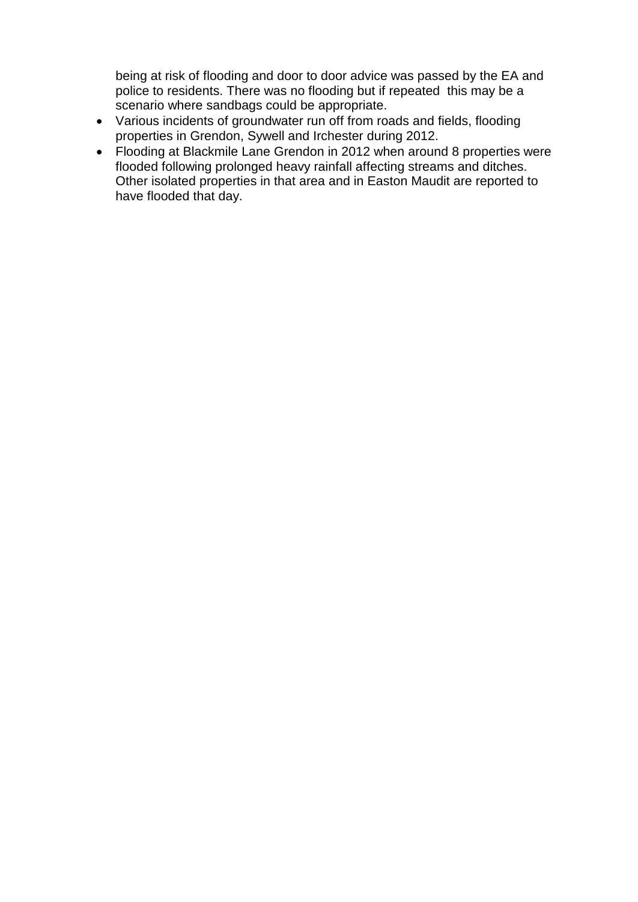being at risk of flooding and door to door advice was passed by the EA and police to residents. There was no flooding but if repeated this may be a scenario where sandbags could be appropriate.

- Various incidents of groundwater run off from roads and fields, flooding properties in Grendon, Sywell and Irchester during 2012.
- Flooding at Blackmile Lane Grendon in 2012 when around 8 properties were flooded following prolonged heavy rainfall affecting streams and ditches. Other isolated properties in that area and in Easton Maudit are reported to have flooded that day.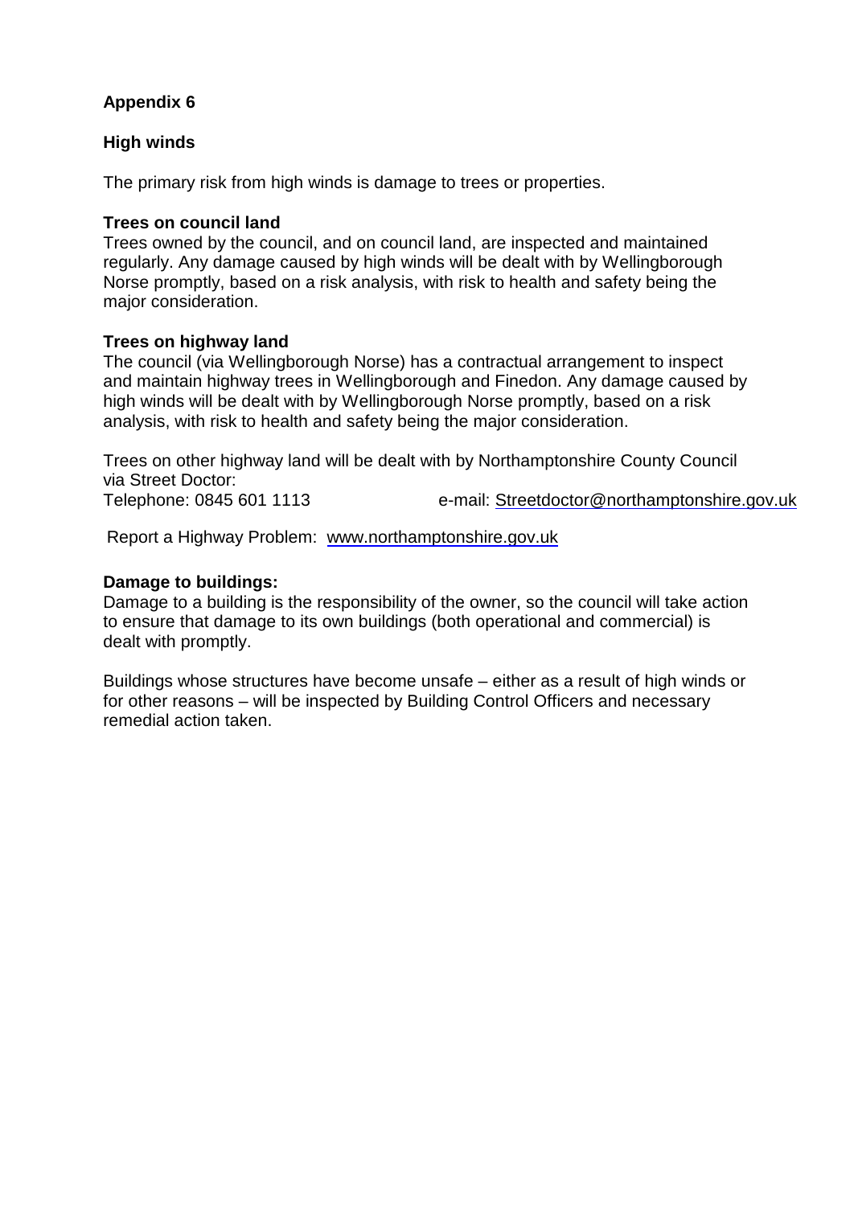## Appendix 6

### High winds

The primary risk from high winds is damage to trees or properties.

**Trees on council land**
Trees owned by the council, and on council land, are inspected and maintained regularly. Any damage caused by high winds will be dealt with by Wellingborough Norse promptly, based on a risk analysis, with risk to health and safety being the major consideration.

**Trees on highway land**
The council (via Wellingborough Norse) has a contractual arrangement to inspect and maintain highway trees in Wellingborough and Finedon. Any damage caused by high winds will be dealt with by Wellingborough Norse promptly, based on a risk analysis, with risk to health and safety being the major consideration.

Trees on other highway land will be dealt with by Northamptonshire County Council via Street Doctor:
Telephone: 0845 601 1113 e-mail: Streetdoctor@northamptonshire.gov.uk

Report a Highway Problem: www.northamptonshire.gov.uk

**Damage to buildings:**
Damage to a building is the responsibility of the owner, so the council will take action to ensure that damage to its own buildings (both operational and commercial) is dealt with promptly.

Buildings whose structures have become unsafe – either as a result of high winds or for other reasons – will be inspected by Building Control Officers and necessary remedial action taken.